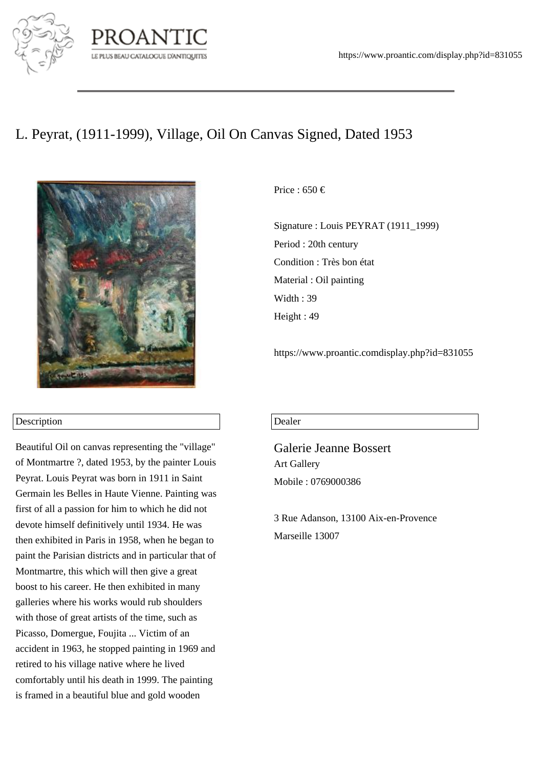# L. Peyrat, (1911-1999), Village, Oil On Canvas Signed, Dated 1953

Price : 650 €

Signature : Louis PEYRAT (1911_1999)

Period : 20th century

Condition : Très bon état

Material : Oil painting

Width : 39

Height : 49

https://www.proantic.comdisplay.php?id=831055

## Description

Beautiful Oil on canvas representing the "village" of Montmartre ?, dated 1953, by the painter Louis Peyrat. Louis Peyrat was born in 1911 in Saint Germain les Belles in Haute Vienne. Painting was first of all a passion for him to which he did not devote himself definitively until 1934. He was then exhibited in Paris in 1958, when he began to paint the Parisian districts and in particular that of Montmartre, this which will then give a great boost to his career. He then exhibited in many galleries where his works would rub shoulders with those of great artists of the time, such as Picasso, Domergue, Foujita ... Victim of an accident in 1963, he stopped painting in 1969 and retired to his village native where he lived comfortably until his death in 1999. The painting is framed in a beautiful blue and gold wooden

## Dealer

Galerie Jeanne Bossert

Art Gallery

Mobile : 0769000386

3 Rue Adanson, 13100 Aix-en-Provence

Marseille 13007